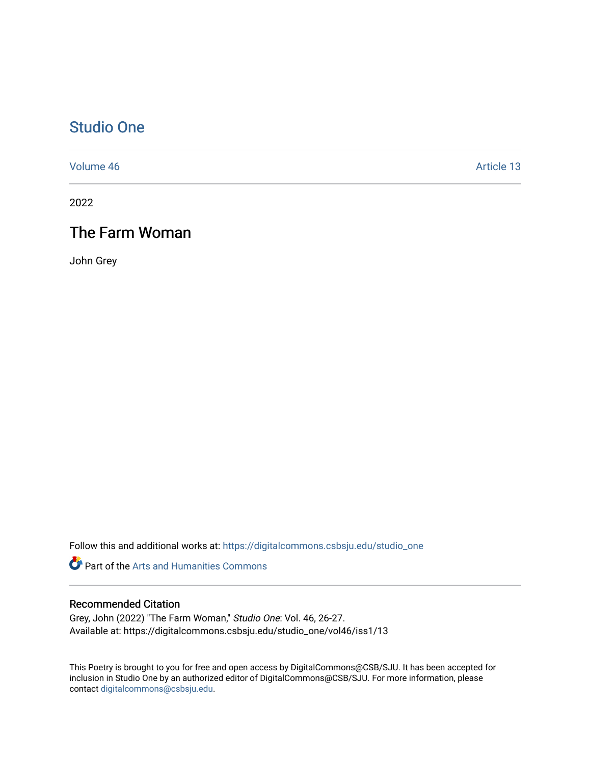# Studio One

Volume 46 Article 13

2022

## The Farm Woman

John Grey

Follow this and additional works at: https://digitalcommons.csbsju.edu/studio_one

Part of the Arts and Humanities Commons

### Recommended Citation

Grey, John (2022) "The Farm Woman," *Studio One*: Vol. 46, 26-27.
Available at: https://digitalcommons.csbsju.edu/studio_one/vol46/iss1/13

This Poetry is brought to you for free and open access by DigitalCommons@CSB/SJU. It has been accepted for inclusion in Studio One by an authorized editor of DigitalCommons@CSB/SJU. For more information, please contact digitalcommons@csbsju.edu.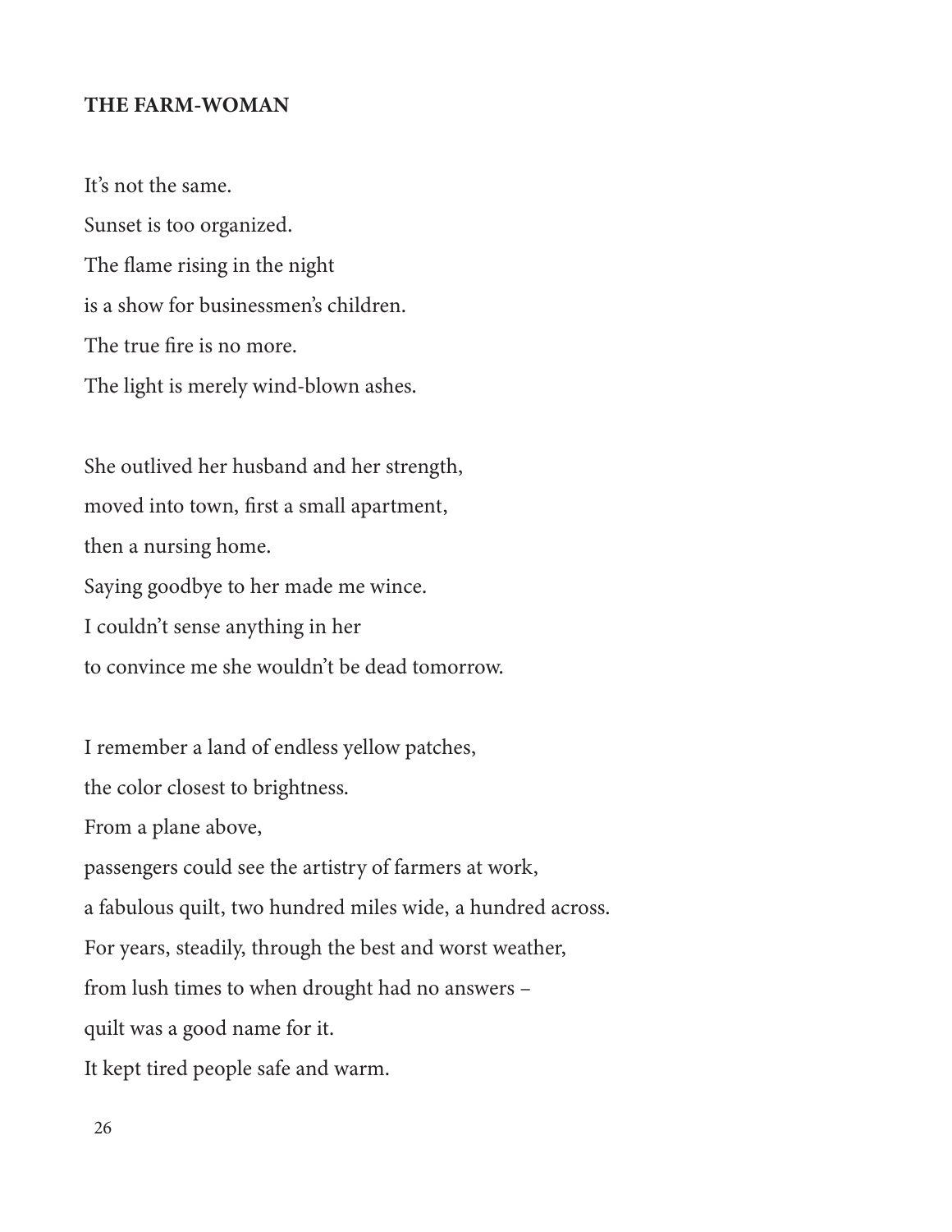**THE FARM-WOMAN**

It's not the same.  
Sunset is too organized.  
The flame rising in the night  
is a show for businessmen's children.  
The true fire is no more.  
The light is merely wind-blown ashes.

She outlived her husband and her strength,  
moved into town, first a small apartment,  
then a nursing home.  
Saying goodbye to her made me wince.  
I couldn't sense anything in her  
to convince me she wouldn't be dead tomorrow.

I remember a land of endless yellow patches,  
the color closest to brightness.  
From a plane above,  
passengers could see the artistry of farmers at work,  
a fabulous quilt, two hundred miles wide, a hundred across.  
For years, steadily, through the best and worst weather,  
from lush times to when drought had no answers –  
quilt was a good name for it.  
It kept tired people safe and warm.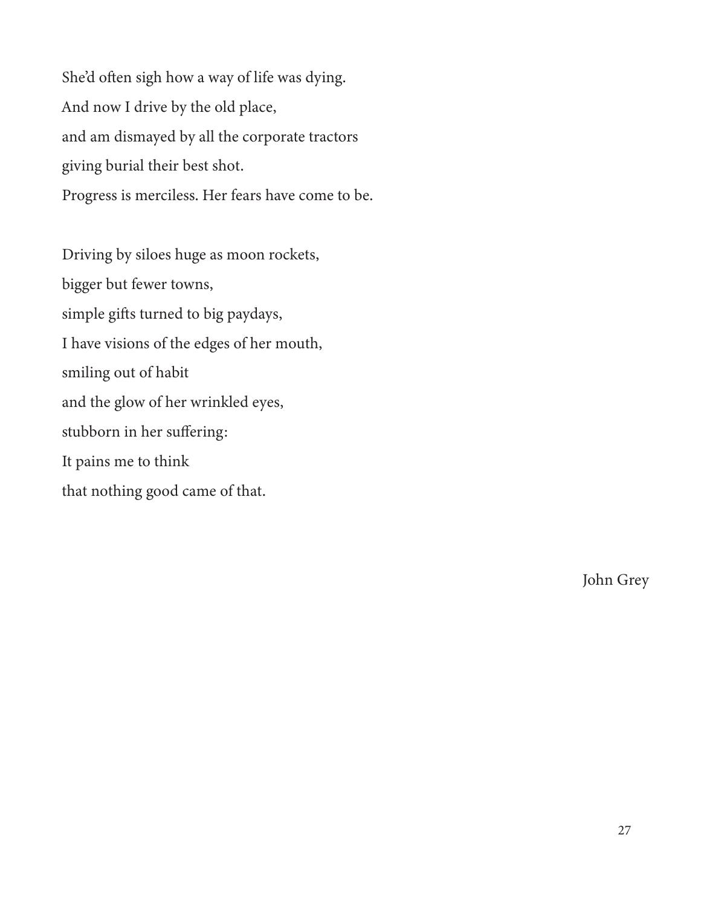She'd often sigh how a way of life was dying.  
And now I drive by the old place,  
and am dismayed by all the corporate tractors  
giving burial their best shot.  
Progress is merciless. Her fears have come to be.

Driving by siloes huge as moon rockets,  
bigger but fewer towns,  
simple gifts turned to big paydays,  
I have visions of the edges of her mouth,  
smiling out of habit  
and the glow of her wrinkled eyes,  
stubborn in her suffering:  
It pains me to think  
that nothing good came of that.

John Grey